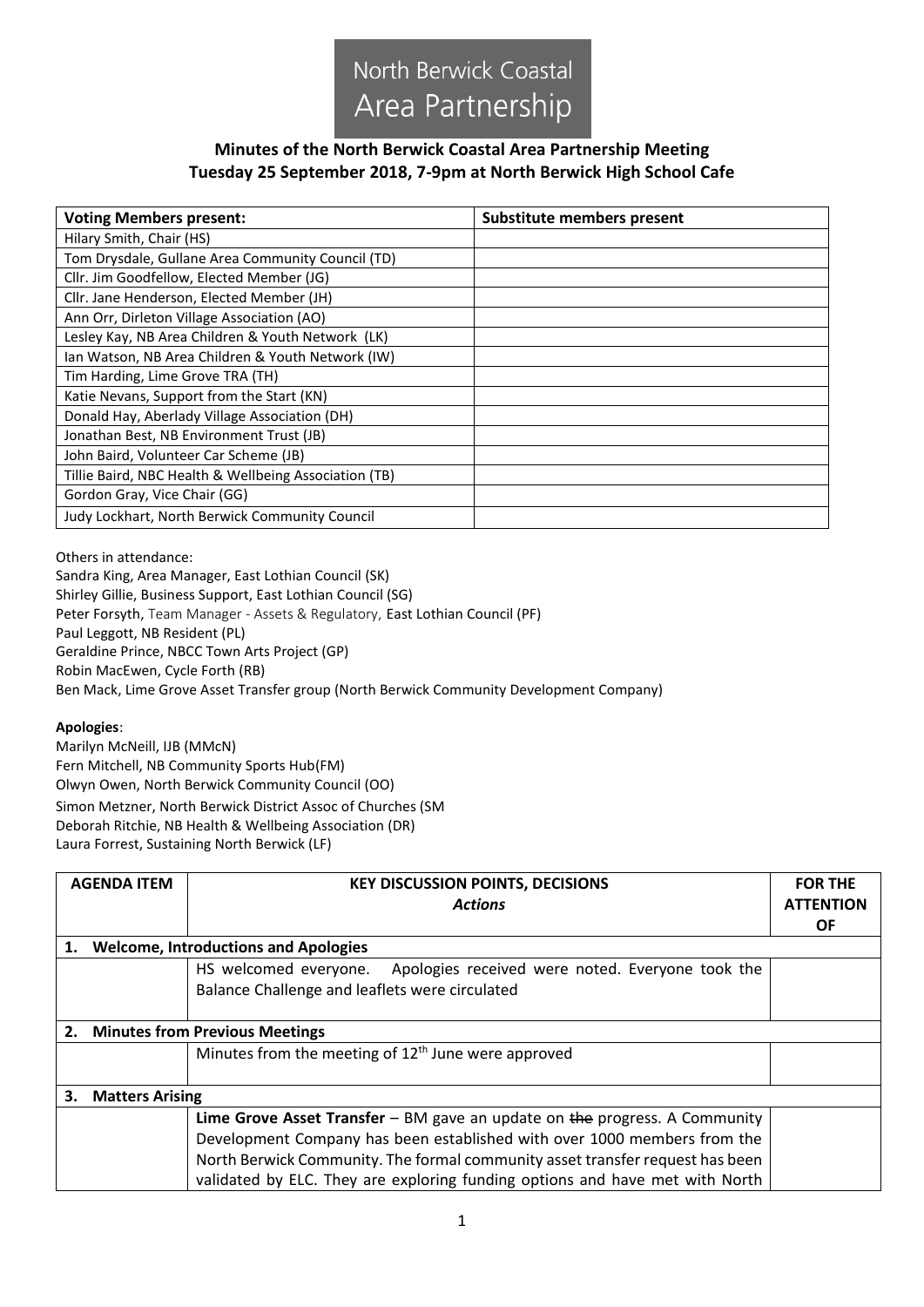North Berwick Coastal Area Partnership

# Minutes of the North Berwick Coastal Area Partnership Meeting
## Tuesday 25 September 2018, 7-9pm at North Berwick High School Cafe

| Voting Members present: | Substitute members present |
|---|---|
| Hilary Smith, Chair (HS) | |
| Tom Drysdale, Gullane Area Community Council (TD) | |
| Cllr. Jim Goodfellow, Elected Member (JG) | |
| Cllr. Jane Henderson, Elected Member (JH) | |
| Ann Orr, Dirleton Village Association (AO) | |
| Lesley Kay, NB Area Children & Youth Network (LK) | |
| Ian Watson, NB Area Children & Youth Network (IW) | |
| Tim Harding, Lime Grove TRA (TH) | |
| Katie Nevans, Support from the Start (KN) | |
| Donald Hay, Aberlady Village Association (DH) | |
| Jonathan Best, NB Environment Trust (JB) | |
| John Baird, Volunteer Car Scheme (JB) | |
| Tillie Baird, NBC Health & Wellbeing Association (TB) | |
| Gordon Gray, Vice Chair (GG) | |
| Judy Lockhart, North Berwick Community Council | |

Others in attendance:
Sandra King, Area Manager, East Lothian Council (SK)
Shirley Gillie, Business Support, East Lothian Council (SG)
Peter Forsyth, Team Manager - Assets & Regulatory, East Lothian Council (PF)
Paul Leggott, NB Resident (PL)
Geraldine Prince, NBCC Town Arts Project (GP)
Robin MacEwen, Cycle Forth (RB)
Ben Mack, Lime Grove Asset Transfer group (North Berwick Community Development Company)

**Apologies**:
Marilyn McNeill, IJB (MMcN)
Fern Mitchell, NB Community Sports Hub(FM)
Olwyn Owen, North Berwick Community Council (OO)
Simon Metzner, North Berwick District Assoc of Churches (SM
Deborah Ritchie, NB Health & Wellbeing Association (DR)
Laura Forrest, Sustaining North Berwick (LF)

| AGENDA ITEM | KEY DISCUSSION POINTS, DECISIONS *Actions* | FOR THE ATTENTION OF |
|---|---|---|
| **1. Welcome, Introductions and Apologies** | | |
| | HS welcomed everyone. Apologies received were noted. Everyone took the Balance Challenge and leaflets were circulated | |
| **2. Minutes from Previous Meetings** | | |
| | Minutes from the meeting of 12th June were approved | |
| **3. Matters Arising** | | |
| | **Lime Grove Asset Transfer** – BM gave an update on ~~the~~ progress. A Community Development Company has been established with over 1000 members from the North Berwick Community. The formal community asset transfer request has been validated by ELC. They are exploring funding options and have met with North | |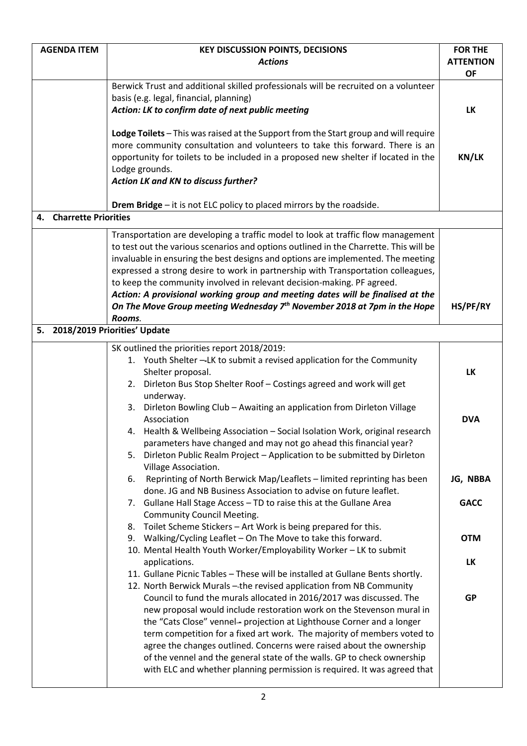| AGENDA ITEM | KEY DISCUSSION POINTS, DECISIONS *Actions* | FOR THE ATTENTION OF |
|---|---|---|
| | Berwick Trust and additional skilled professionals will be recruited on a volunteer basis (e.g. legal, financial, planning)<br>***Action: LK to confirm date of next public meeting*** | LK |
| | **Lodge Toilets** – This was raised at the Support from the Start group and will require more community consultation and volunteers to take this forward. There is an opportunity for toilets to be included in a proposed new shelter if located in the Lodge grounds.<br>***Action LK and KN to discuss further?*** | KN/LK |
| | **Drem Bridge** – it is not ELC policy to placed mirrors by the roadside. | |
| **4. Charrette Priorities** | | |
| | Transportation are developing a traffic model to look at traffic flow management to test out the various scenarios and options outlined in the Charrette. This will be invaluable in ensuring the best designs and options are implemented. The meeting expressed a strong desire to work in partnership with Transportation colleagues, to keep the community involved in relevant decision-making. PF agreed.<br>***Action: A provisional working group and meeting dates will be finalised at the On The Move Group meeting Wednesday 7th November 2018 at 7pm in the Hope Rooms.*** | HS/PF/RY |
| **5. 2018/2019 Priorities' Update** | | |
| | SK outlined the priorities report 2018/2019:<br>1. Youth Shelter – LK to submit a revised application for the Community Shelter proposal. | LK |
| | 2. Dirleton Bus Stop Shelter Roof – Costings agreed and work will get underway. | |
| | 3. Dirleton Bowling Club – Awaiting an application from Dirleton Village Association | DVA |
| | 4. Health & Wellbeing Association – Social Isolation Work, original research parameters have changed and may not go ahead this financial year? | |
| | 5. Dirleton Public Realm Project – Application to be submitted by Dirleton Village Association. | |
| | 6. Reprinting of North Berwick Map/Leaflets – limited reprinting has been done. JG and NB Business Association to advise on future leaflet. | JG, NBBA |
| | 7. Gullane Hall Stage Access – TD to raise this at the Gullane Area Community Council Meeting. | GACC |
| | 8. Toilet Scheme Stickers – Art Work is being prepared for this. | |
| | 9. Walking/Cycling Leaflet – On The Move to take this forward. | OTM |
| | 10. Mental Health Youth Worker/Employability Worker – LK to submit applications. | LK |
| | 11. Gullane Picnic Tables – These will be installed at Gullane Bents shortly. | |
| | 12. North Berwick Murals – the revised application from NB Community Council to fund the murals allocated in 2016/2017 was discussed. The new proposal would include restoration work on the Stevenson mural in the "Cats Close" vennel, projection at Lighthouse Corner and a longer term competition for a fixed art work. The majority of members voted to agree the changes outlined. Concerns were raised about the ownership of the vennel and the general state of the walls. GP to check ownership with ELC and whether planning permission is required. It was agreed that | GP |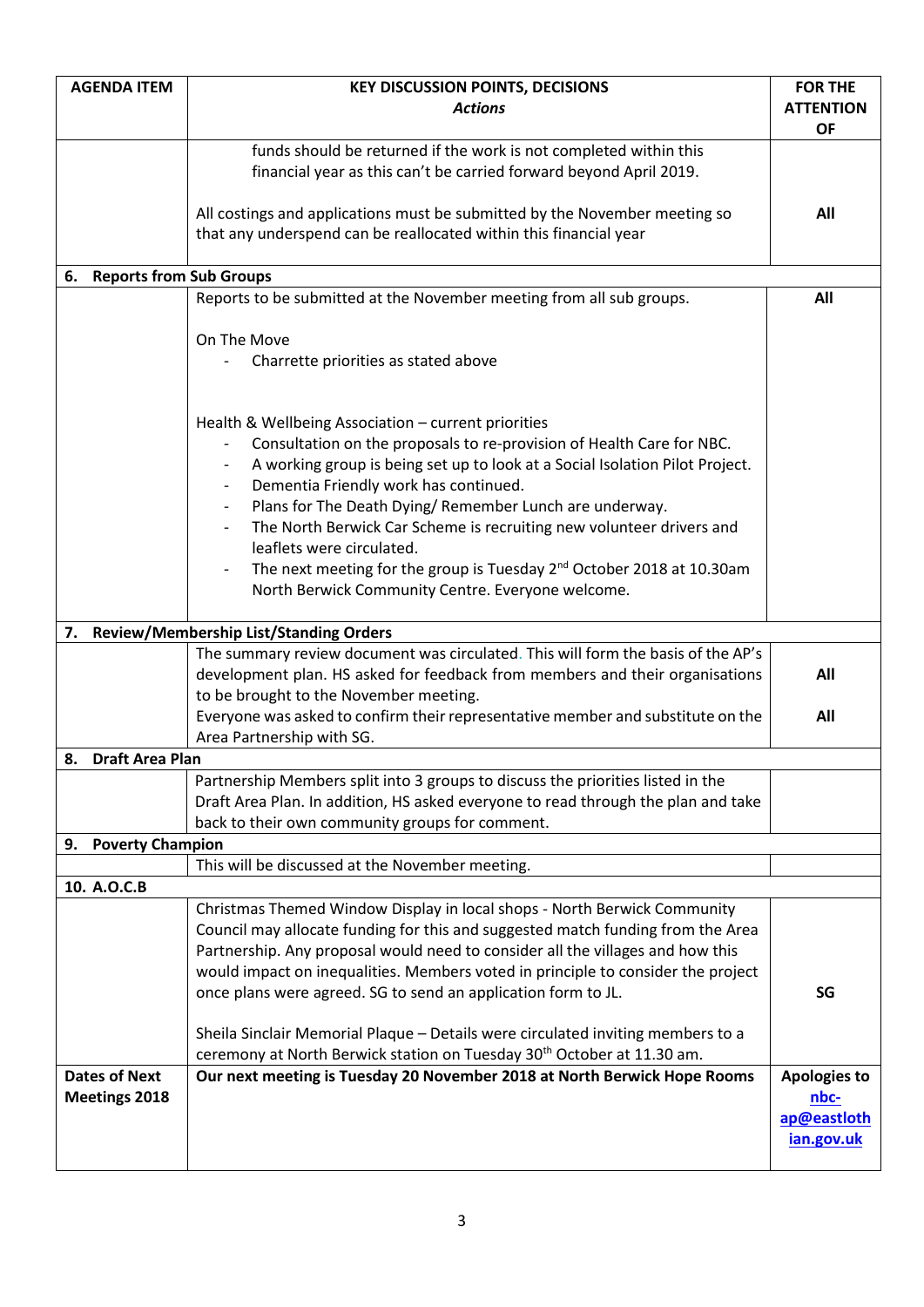| AGENDA ITEM | KEY DISCUSSION POINTS, DECISIONS *Actions* | FOR THE ATTENTION OF |
|---|---|---|
| | funds should be returned if the work is not completed within this financial year as this can't be carried forward beyond April 2019.<br><br>All costings and applications must be submitted by the November meeting so that any underspend can be reallocated within this financial year | All |
| **6. Reports from Sub Groups** | | |
| | Reports to be submitted at the November meeting from all sub groups.<br><br>On The Move<br>- Charrette priorities as stated above<br><br>Health & Wellbeing Association – current priorities<br>- Consultation on the proposals to re-provision of Health Care for NBC.<br>- A working group is being set up to look at a Social Isolation Pilot Project.<br>- Dementia Friendly work has continued.<br>- Plans for The Death Dying/ Remember Lunch are underway.<br>- The North Berwick Car Scheme is recruiting new volunteer drivers and leaflets were circulated.<br>- The next meeting for the group is Tuesday 2nd October 2018 at 10.30am North Berwick Community Centre. Everyone welcome. | All |
| **7. Review/Membership List/Standing Orders** | | |
| | The summary review document was circulated. This will form the basis of the AP's development plan. HS asked for feedback from members and their organisations to be brought to the November meeting.<br>Everyone was asked to confirm their representative member and substitute on the Area Partnership with SG. | All<br><br>All |
| **8. Draft Area Plan** | | |
| | Partnership Members split into 3 groups to discuss the priorities listed in the Draft Area Plan. In addition, HS asked everyone to read through the plan and take back to their own community groups for comment. | |
| **9. Poverty Champion** | | |
| | This will be discussed at the November meeting. | |
| **10. A.O.C.B** | | |
| | Christmas Themed Window Display in local shops - North Berwick Community Council may allocate funding for this and suggested match funding from the Area Partnership. Any proposal would need to consider all the villages and how this would impact on inequalities. Members voted in principle to consider the project once plans were agreed. SG to send an application form to JL.<br><br>Sheila Sinclair Memorial Plaque – Details were circulated inviting members to a ceremony at North Berwick station on Tuesday 30th October at 11.30 am. | SG |
| **Dates of Next Meetings 2018** | **Our next meeting is Tuesday 20 November 2018 at North Berwick Hope Rooms** | **Apologies to nbc-ap@eastlothian.gov.uk** |